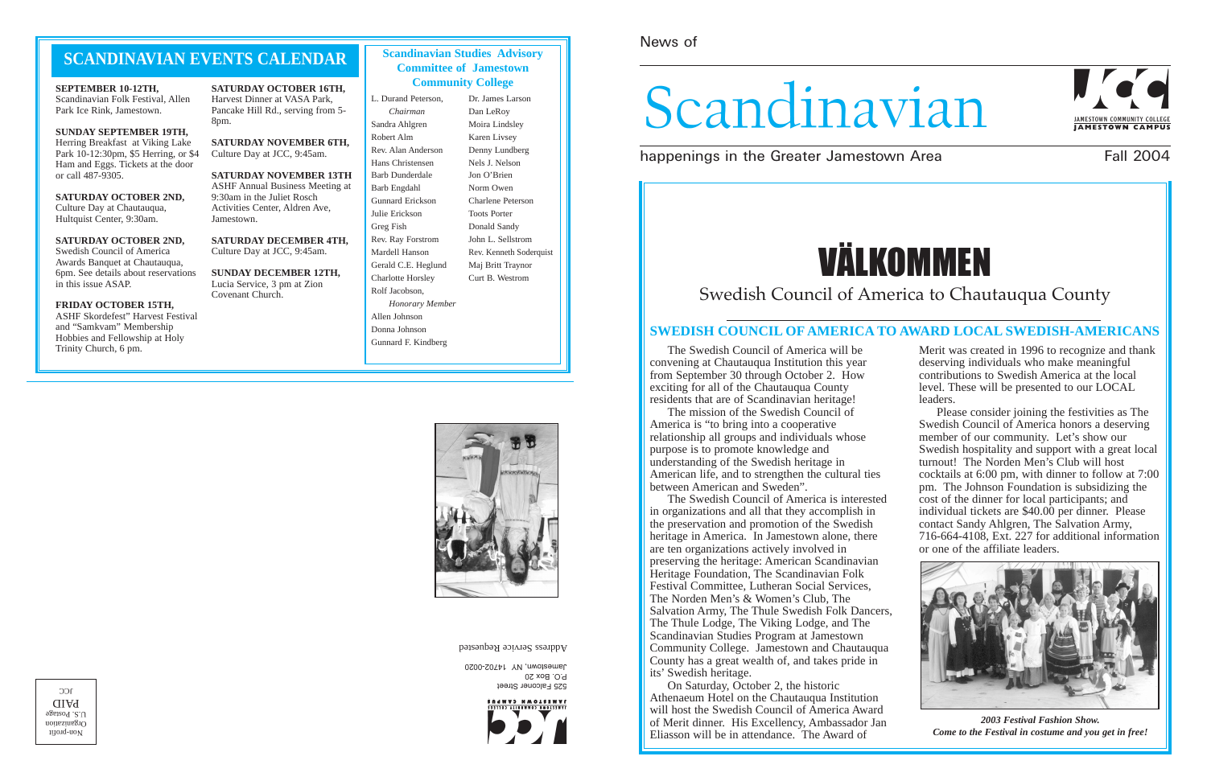## SCANDINAVIAN EVENTS CALENDAR

**SEPTEMBER 10-12TH,**
Scandinavian Folk Festival, Allen Park Ice Rink, Jamestown.

**SUNDAY SEPTEMBER 19TH,**
Herring Breakfast at Viking Lake Park 10-12:30pm, $5 Herring, or $4 Ham and Eggs. Tickets at the door or call 487-9305.

**SATURDAY OCTOBER 2ND,**
Culture Day at Chautauqua, Hultquist Center, 9:30am.

**SATURDAY OCTOBER 2ND,**
Swedish Council of America Awards Banquet at Chautauqua, 6pm. See details about reservations in this issue ASAP.

**FRIDAY OCTOBER 15TH,**
ASHF Skordefest" Harvest Festival and "Samkvam" Membership Hobbies and Fellowship at Holy Trinity Church, 6 pm.

**SATURDAY OCTOBER 16TH,**
Harvest Dinner at VASA Park, Pancake Hill Rd., serving from 5-8pm.

**SATURDAY NOVEMBER 6TH,**
Culture Day at JCC, 9:45am.

**SATURDAY NOVEMBER 13TH**
ASHF Annual Business Meeting at 9:30am in the Juliet Rosch Activities Center, Aldren Ave, Jamestown.

**SATURDAY DECEMBER 4TH,**
Culture Day at JCC, 9:45am.

**SUNDAY DECEMBER 12TH,**
Lucia Service, 3 pm at Zion Covenant Church.

### Scandinavian Studies Advisory Committee of Jamestown Community College

L. Durand Peterson, *Chairman*
Sandra Ahlgren
Robert Alm
Rev. Alan Anderson
Hans Christensen
Barb Dunderdale
Barb Engdahl
Gunnard Erickson
Julie Erickson
Greg Fish
Rev. Ray Forstrom
Mardell Hanson
Gerald C.E. Heglund
Charlotte Horsley
Rolf Jacobson, *Honorary Member*
Allen Johnson
Donna Johnson
Gunnard F. Kindberg
Dr. James Larson
Dan LeRoy
Moira Lindsley
Karen Livsey
Denny Lundberg
Nels J. Nelson
Jon O'Brien
Norm Owen
Charlene Peterson
Toots Porter
Donald Sandy
John L. Sellstrom
Rev. Kenneth Soderquist
Maj Britt Traynor
Curt B. Westrom

JCC Jamestown Campus
525 Falconer Street
P.O. Box 20
Jamestown, NY 14702-0020

Address Service Requested

Non-profit Organization
U.S. Postage
PAID
JCC

News of

# Scandinavian

happenings in the Greater Jamestown Area

Fall 2004

JAMESTOWN COMMUNITY COLLEGE
JAMESTOWN CAMPUS

# VÄLKOMMEN

Swedish Council of America to Chautauqua County

## SWEDISH COUNCIL OF AMERICA TO AWARD LOCAL SWEDISH-AMERICANS

The Swedish Council of America will be convening at Chautauqua Institution this year from September 30 through October 2. How exciting for all of the Chautauqua County residents that are of Scandinavian heritage!

The mission of the Swedish Council of America is "to bring into a cooperative relationship all groups and individuals whose purpose is to promote knowledge and understanding of the Swedish heritage in American life, and to strengthen the cultural ties between American and Sweden".

The Swedish Council of America is interested in organizations and all that they accomplish in the preservation and promotion of the Swedish heritage in America. In Jamestown alone, there are ten organizations actively involved in preserving the heritage: American Scandinavian Heritage Foundation, The Scandinavian Folk Festival Committee, Lutheran Social Services, The Norden Men's & Women's Club, The Salvation Army, The Thule Swedish Folk Dancers, The Thule Lodge, The Viking Lodge, and The Scandinavian Studies Program at Jamestown Community College. Jamestown and Chautauqua County has a great wealth of, and takes pride in its' Swedish heritage.

On Saturday, October 2, the historic Athenaeum Hotel on the Chautauqua Institution will host the Swedish Council of America Award of Merit dinner. His Excellency, Ambassador Jan Eliasson will be in attendance. The Award of Merit was created in 1996 to recognize and thank deserving individuals who make meaningful contributions to Swedish America at the local level. These will be presented to our LOCAL leaders.

Please consider joining the festivities as The Swedish Council of America honors a deserving member of our community. Let's show our Swedish hospitality and support with a great local turnout! The Norden Men's Club will host cocktails at 6:00 pm, with dinner to follow at 7:00 pm. The Johnson Foundation is subsidizing the cost of the dinner for local participants; and individual tickets are $40.00 per dinner. Please contact Sandy Ahlgren, The Salvation Army, 716-664-4108, Ext. 227 for additional information or one of the affiliate leaders.

***2003 Festival Fashion Show.***
***Come to the Festival in costume and you get in free!***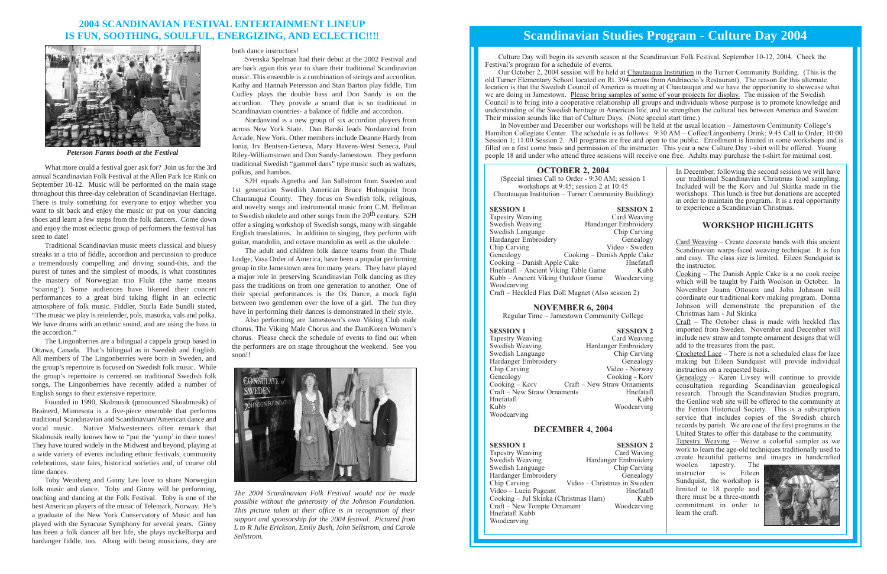## 2004 SCANDINAVIAN FESTIVAL ENTERTAINMENT LINEUP IS FUN, SOOTHING, SOULFUL, ENERGIZING, AND ECLECTIC!!!!

*Peterson Farms booth at the Festival*

What more could a festival goer ask for? Join us for the 3rd annual Scandinavian Folk Festival at the Allen Park Ice Rink on September 10-12. Music will be performed on the main stage throughout this three-day celebration of Scandinavian Heritage. There is truly something for everyone to enjoy whether you want to sit back and enjoy the music or put on your dancing shoes and learn a few steps from the folk dancers. Come down and enjoy the most eclectic group of performers the festival has seen to date!

Traditional Scandinavian music meets classical and bluesy streaks in a trio of fiddle, accordion and percussion to produce a tremendously compelling and driving sound-this, and the purest of tunes and the simplest of moods, is what constitutes the mastery of Norwegian trio Flukt (the name means "soaring"). Some audiences have likened their concert performances to a great bird taking flight in an eclectic atmosphere of folk music. Fiddler, Sturla Eide Sundli stated, "The music we play is reinlender, pols, masurka, vals and polka. We have drums with an ethnic sound, and are using the bass in the accordion."

The Lingonberries are a bilingual a cappela group based in Ottawa, Canada. That's bilingual as in Swedish and English. All members of The Lingonberries were born in Sweden, and the group's repertoire is focused on Swedish folk music. While the group's repertoire is centered on traditional Swedish folk songs, The Lingonberries have recently added a number of English songs to their extensive repertoire.

Founded in 1990, Skalmusik (pronounced Skoalmusik) of Brainerd, Minnesota is a five-piece ensemble that performs traditional Scandinavian and Scandinavian/American dance and vocal music. Native Midwesterners often remark that Skalmusik really knows how to "put the 'yump' in their tunes! They have toured widely in the Midwest and beyond, playing at a wide variety of events including ethnic festivals, community celebrations, state fairs, historical societies and, of course old time dances.

Toby Weinberg and Ginny Lee love to share Norwegian folk music and dance. Toby and Ginny will be performing, teaching and dancing at the Folk Festival. Toby is one of the best American players of the music of Telemark, Norway. He's a graduate of the New York Conservatory of Music and has played with the Syracuse Symphony for several years. Ginny has been a folk dancer all her life, she plays nyckelharpa and hardanger fiddle, too. Along with being musicians, they are both dance instructors!

Svenska Spelman had their debut at the 2002 Festival and are back again this year to share their traditional Scandinavian music. This ensemble is a combination of strings and accordion. Kathy and Hannah Petersson and Stan Barton play fiddle, Tim Cudley plays the double bass and Don Sandy is on the accordion. They provide a sound that is so traditional in Scandinavian countries- a balance of fiddle and accordion.

Nordanvind is a new group of six accordion players from across New York State. Dan Barski leads Nordanvind from Arcade, New York. Other members include Deanne Hardy from Ionia, Irv Bentsen-Geneva, Mary Havens-West Seneca, Paul Riley-Williamstown and Don Sandy-Jamestown. They perform traditional Swedish "gammel dans" type music such as waltzes, polkas, and hambos.

S2H equals Agnetha and Jan Sallstrom from Sweden and 1st generation Swedish American Bruce Holmquist from Chautauqua County. They focus on Swedish folk, religious, and novelty songs and instrumental music from C.M. Bellman to Swedish ukulele and other songs from the 20th century. S2H offer a singing workshop of Swedish songs, many with singable English translations. In addition to singing, they perform with guitar, mandolin, and octave mandolin as well as the ukulele.

The adult and children folk dance teams from the Thule Lodge, Vasa Order of America, have been a popular performing group in the Jamestown area for many years. They have played a major role in preserving Scandinavian Folk dancing as they pass the traditions on from one generation to another. One of their special performances is the Ox Dance, a mock fight between two gentlemen over the love of a girl. The fun they have in performing their dances is demonstrated in their style.

Also performing are Jamestown's own Viking Club male chorus, The Viking Male Chorus and the DamKoren Women's chorus. Please check the schedule of events to find out when the performers are on stage throughout the weekend. See you soon!!

*The 2004 Scandinavian Folk Festival would not be made possible without the generosity of the Johnson Foundation. This picture taken at their office is in recognition of their support and sponsorship for the 2004 festival. Pictured from L to R Julie Erickson, Emily Bush, John Sellstrom, and Carole Sellstrom.*

# Scandinavian Studies Program - Culture Day 2004

Culture Day will begin its seventh season at the Scandinavian Folk Festival, September 10-12, 2004. Check the Festival's program for a schedule of events.

Our October 2, 2004 session will be held at Chautauqua Institution in the Turner Community Building. (This is the old Turner Elementary School located on Rt. 394 across from Andriaccio's Restaurant), The reason for this alternate location is that the Swedish Council of America is meeting at Chautauqua and we have the opportunity to showcase what we are doing in Jamestown. Please bring samples of some of your projects for display. The mission of the Swedish Council is to bring into a cooperative relationship all groups and individuals whose purpose is to promote knowledge and understanding of the Swedish heritage in American life, and to strengthen the cultural ties between America and Sweden. Their mission sounds like that of Culture Days. (Note special start time.)

In November and December our workshops will be held at the usual location – Jamestown Community College's Hamilton Collegiate Center. The schedule is as follows: 9:30 AM – Coffee/Lingonberry Drink; 9:45 Call to Order; 10:00 Session 1; 11:00 Session 2. All programs are free and open to the public. Enrollment is limited in some workshops and is filled on a first come basis and permission of the instructor. This year a new Culture Day t-shirt will be offered. Young people 18 and under who attend three sessions will receive one free. Adults may purchase the t-shirt for minimal cost.

### OCTOBER 2, 2004

(Special times Call to Order - 9:30 AM; session 1 workshops at 9:45; session 2 at 10:45 Chautauqua Institution – Turner Community Building)

| SESSION 1 | SESSION 2 |
|---|---|
| Tapestry Weaving | Card Weaving |
| Swedish Weaving | Handanger Embroidery |
| Swedish Language | Chip Carving |
| Hardanger Embroidery | Genealogy |
| Chip Carving | Video - Sweden |
| Genealogy | Cooking – Danish Apple Cake |
| Cooking – Danish Apple Cake | Hnefatafl |
| Hnefatafl – Ancient Viking Table Game | Kubb |
| Kubb – Ancient Viking Outdoor Game | Woodcarving |
| Woodcarving | |
| Craft – Heckled Flax Doll Magnet (Also session 2) | |

### NOVEMBER 6, 2004

Regular Time – Jamestown Community College

| SESSION 1 | SESSION 2 |
|---|---|
| Tapestry Weaving | Card Weaving |
| Swedish Weaving | Handanger Embroidery |
| Swedish Language | Chip Carving |
| Hardanger Embroidery | Genealogy |
| Chip Carving | Video - Norway |
| Genealogy | Cooking - Korv |
| Cooking – Korv | Craft – New Straw Ornaments |
| Craft – New Straw Ornaments | Hnefatafl |
| Hnefatafl | Kubb |
| Kubb | Woodcarving |
| Woodcarving | |

### DECEMBER 4, 2004

| SESSION 1 | SESSION 2 |
|---|---|
| Tapestry Weaving | Card Waving |
| Swedish Weaving | Handanger Embroidery |
| Swedish Language | Chip Carving |
| Hardanger Embroidery | Genealogy |
| Chip Carving | Video – Christmas in Sweden |
| Video – Lucia Pageant | Hnefatafl |
| Cooking – Jul Skinka (Christmas Ham) | Kubb |
| Craft – New Tompte Ornament | Woodcarving |
| Hnefatafl Kubb | |
| Woodcarving | |

In December, following the second session we will have our traditional Scandinavian Christmas food sampling. Included will be the Korv and Jul Skinka made in the workshops. This lunch is free but donations are accepted in order to maintain the program. It is a real opportunity to experience a Scandinavian Christmas.

### WORKSHOP HIGHLIGHTS

Card Weaving – Create decorate bands with this ancient Scandinavian warps-faced weaving technique. It is fun and easy. The class size is limited. Eileen Sundquist is the instructor.

Cooking – The Danish Apple Cake is a no cook recipe which will be taught by Faith Woolson in October. In November Joann Ottoson and John Johnson will coordinate our traditional korv making program. Donna Johnson will demonstrate the preparation of the Christmas ham - Jul Skinka

Craft – The October class is made with heckled flax imported from Sweden. November and December will include new straw and tompte ornament designs that will add to the treasures from the past.

Crocheted Lace – There is not a scheduled class for lace making but Eileen Sundquist will provide individual instruction on a requested basis.

Genealogy – Karen Livsey will continue to provide consultation regarding Scandinavian genealogical research. Through the Scandinavian Studies program, the Genline web site will be offered to the community at the Fenton Historical Society. This is a subscription service that includes copies of the Swedish church records by parish. We are one of the first programs in the United States to offer this database to the community.

Tapestry Weaving – Weave a colorful sampler as we work to learn the age-old techniques traditionally used to create beautiful patterns and images in handcrafted woolen tapestry. The instructor is Eileen Sundquist, the workshop is limited to 18 people and there must be a three-month commitment in order to learn the craft.